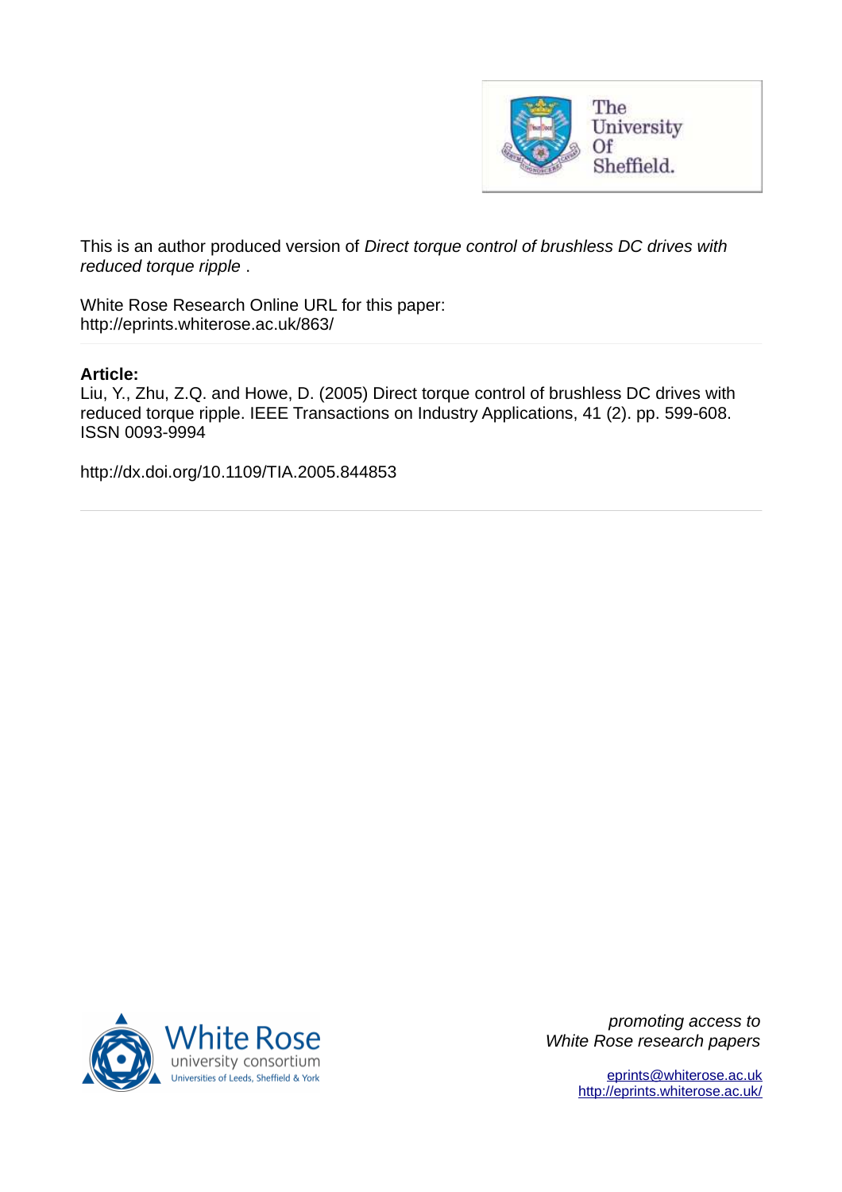This is an author produced version of *Direct torque control of brushless DC drives with reduced torque ripple* .

White Rose Research Online URL for this paper:
http://eprints.whiterose.ac.uk/863/

**Article:**

Liu, Y., Zhu, Z.Q. and Howe, D. (2005) Direct torque control of brushless DC drives with reduced torque ripple. IEEE Transactions on Industry Applications, 41 (2). pp. 599-608. ISSN 0093-9994

http://dx.doi.org/10.1109/TIA.2005.844853

*promoting access to White Rose research papers*

eprints@whiterose.ac.uk
http://eprints.whiterose.ac.uk/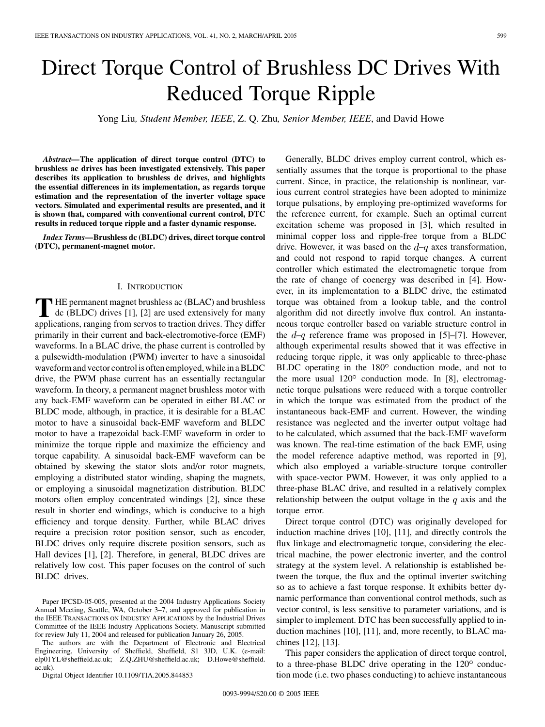# Direct Torque Control of Brushless DC Drives With Reduced Torque Ripple

Yong Liu, *Student Member, IEEE*, Z. Q. Zhu, *Senior Member, IEEE*, and David Howe

***Abstract*—The application of direct torque control (DTC) to brushless ac drives has been investigated extensively. This paper describes its application to brushless dc drives, and highlights the essential differences in its implementation, as regards torque estimation and the representation of the inverter voltage space vectors. Simulated and experimental results are presented, and it is shown that, compared with conventional current control, DTC results in reduced torque ripple and a faster dynamic response.**

***Index Terms*—Brushless dc (BLDC) drives, direct torque control (DTC), permanent-magnet motor.**

## I. Introduction

The permanent magnet brushless ac (BLAC) and brushless dc (BLDC) drives [1], [2] are used extensively for many applications, ranging from servos to traction drives. They differ primarily in their current and back-electromotive-force (EMF) waveforms. In a BLAC drive, the phase current is controlled by a pulsewidth-modulation (PWM) inverter to have a sinusoidal waveform and vector control is often employed, while in a BLDC drive, the PWM phase current has an essentially rectangular waveform. In theory, a permanent magnet brushless motor with any back-EMF waveform can be operated in either BLAC or BLDC mode, although, in practice, it is desirable for a BLAC motor to have a sinusoidal back-EMF waveform and BLDC motor to have a trapezoidal back-EMF waveform in order to minimize the torque ripple and maximize the efficiency and torque capability. A sinusoidal back-EMF waveform can be obtained by skewing the stator slots and/or rotor magnets, employing a distributed stator winding, shaping the magnets, or employing a sinusoidal magnetization distribution. BLDC motors often employ concentrated windings [2], since these result in shorter end windings, which is conducive to a high efficiency and torque density. Further, while BLAC drives require a precision rotor position sensor, such as encoder, BLDC drives only require discrete position sensors, such as Hall devices [1], [2]. Therefore, in general, BLDC drives are relatively low cost. This paper focuses on the control of such BLDC drives.

Generally, BLDC drives employ current control, which essentially assumes that the torque is proportional to the phase current. Since, in practice, the relationship is nonlinear, various current control strategies have been adopted to minimize torque pulsations, by employing pre-optimized waveforms for the reference current, for example. Such an optimal current excitation scheme was proposed in [3], which resulted in minimal copper loss and ripple-free torque from a BLDC drive. However, it was based on the $d$–$q$ axes transformation, and could not respond to rapid torque changes. A current controller which estimated the electromagnetic torque from the rate of change of coenergy was described in [4]. However, in its implementation to a BLDC drive, the estimated torque was obtained from a lookup table, and the control algorithm did not directly involve flux control. An instantaneous torque controller based on variable structure control in the $d$–$q$ reference frame was proposed in [5]–[7]. However, although experimental results showed that it was effective in reducing torque ripple, it was only applicable to three-phase BLDC operating in the 180° conduction mode, and not to the more usual 120° conduction mode. In [8], electromagnetic torque pulsations were reduced with a torque controller in which the torque was estimated from the product of the instantaneous back-EMF and current. However, the winding resistance was neglected and the inverter output voltage had to be calculated, which assumed that the back-EMF waveform was known. The real-time estimation of the back EMF, using the model reference adaptive method, was reported in [9], which also employed a variable-structure torque controller with space-vector PWM. However, it was only applied to a three-phase BLAC drive, and resulted in a relatively complex relationship between the output voltage in the $q$ axis and the torque error.

Direct torque control (DTC) was originally developed for induction machine drives [10], [11], and directly controls the flux linkage and electromagnetic torque, considering the electrical machine, the power electronic inverter, and the control strategy at the system level. A relationship is established between the torque, the flux and the optimal inverter switching so as to achieve a fast torque response. It exhibits better dynamic performance than conventional control methods, such as vector control, is less sensitive to parameter variations, and is simpler to implement. DTC has been successfully applied to induction machines [10], [11], and, more recently, to BLAC machines [12], [13].

This paper considers the application of direct torque control, to a three-phase BLDC drive operating in the 120° conduction mode (i.e. two phases conducting) to achieve instantaneous

Paper IPCSD-05-005, presented at the 2004 Industry Applications Society Annual Meeting, Seattle, WA, October 3–7, and approved for publication in the IEEE Transactions on Industry Applications by the Industrial Drives Committee of the IEEE Industry Applications Society. Manuscript submitted for review July 11, 2004 and released for publication January 26, 2005.

The authors are with the Department of Electronic and Electrical Engineering, University of Sheffield, Sheffield, S1 3JD, U.K. (e-mail: elp01YL@sheffield.ac.uk; Z.Q.ZHU@sheffield.ac.uk; D.Howe@sheffield.ac.uk).

Digital Object Identifier 10.1109/TIA.2005.844853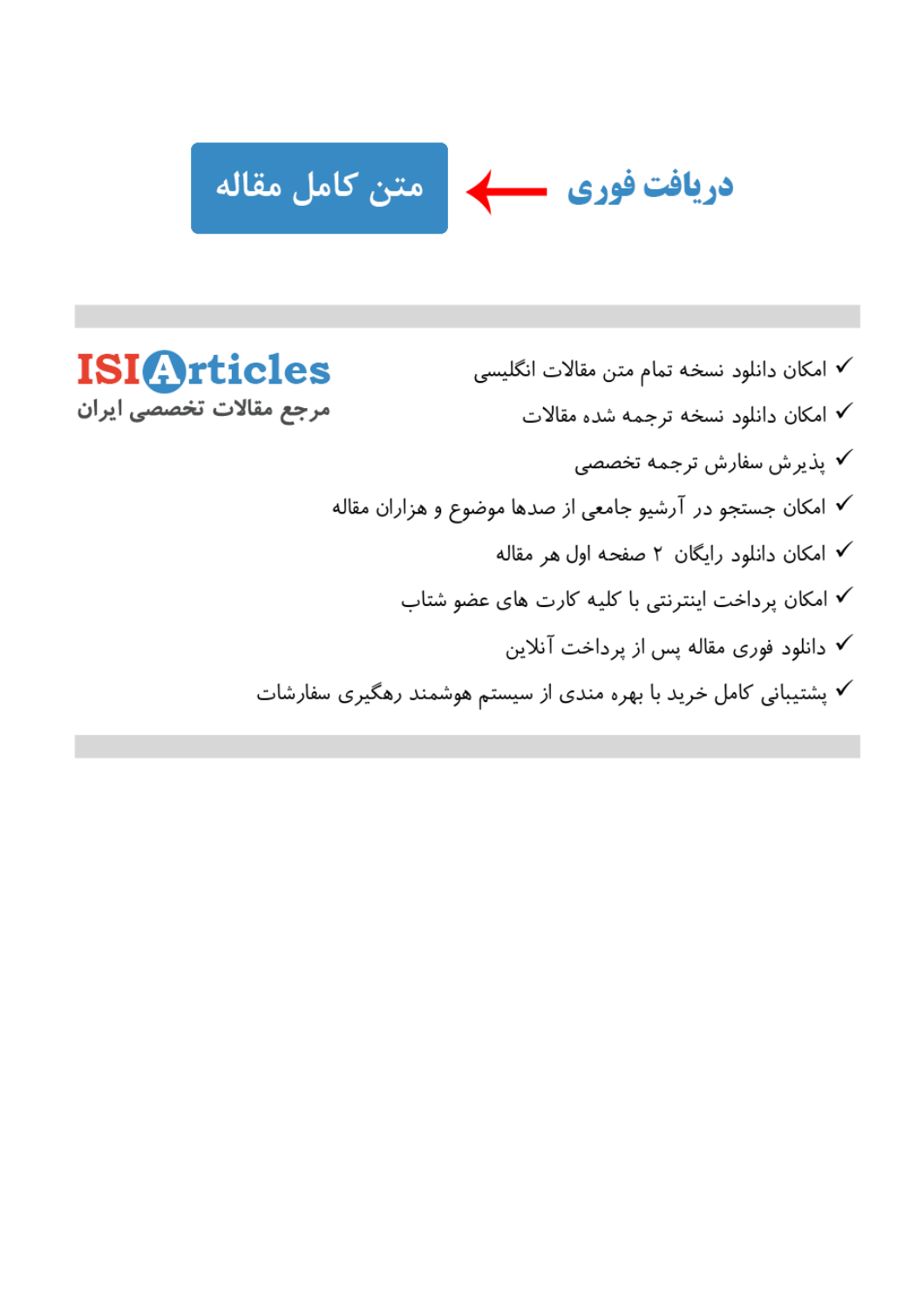دریافت فوری ← متن کامل مقاله

**ISIArticles**
مرجع مقالات تخصصی ایران

- ✓ امکان دانلود نسخه تمام متن مقالات انگلیسی
- ✓ امکان دانلود نسخه ترجمه شده مقالات
- ✓ پذیرش سفارش ترجمه تخصصی
- ✓ امکان جستجو در آرشیو جامعی از صدها موضوع و هزاران مقاله
- ✓ امکان دانلود رایگان ۲ صفحه اول هر مقاله
- ✓ امکان پرداخت اینترنتی با کلیه کارت های عضو شتاب
- ✓ دانلود فوری مقاله پس از پرداخت آنلاین
- ✓ پشتیبانی کامل خرید با بهره مندی از سیستم هوشمند رهگیری سفارشات